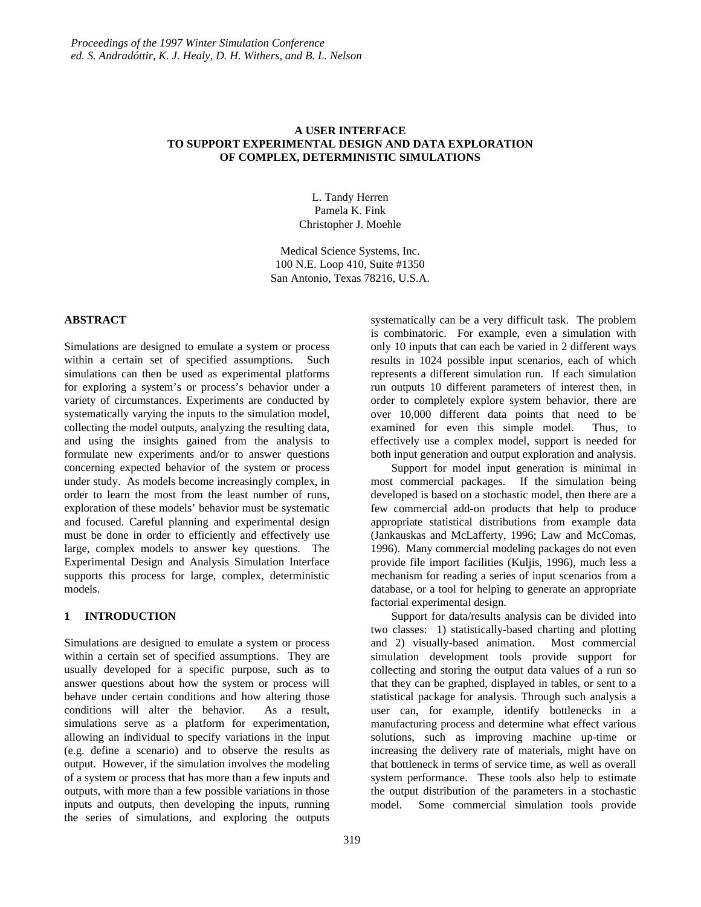# A USER INTERFACE TO SUPPORT EXPERIMENTAL DESIGN AND DATA EXPLORATION OF COMPLEX, DETERMINISTIC SIMULATIONS

L. Tandy Herren
Pamela K. Fink
Christopher J. Moehle

Medical Science Systems, Inc.
100 N.E. Loop 410, Suite #1350
San Antonio, Texas 78216, U.S.A.

## ABSTRACT

Simulations are designed to emulate a system or process within a certain set of specified assumptions. Such simulations can then be used as experimental platforms for exploring a system's or process's behavior under a variety of circumstances. Experiments are conducted by systematically varying the inputs to the simulation model, collecting the model outputs, analyzing the resulting data, and using the insights gained from the analysis to formulate new experiments and/or to answer questions concerning expected behavior of the system or process under study. As models become increasingly complex, in order to learn the most from the least number of runs, exploration of these models' behavior must be systematic and focused. Careful planning and experimental design must be done in order to efficiently and effectively use large, complex models to answer key questions. The Experimental Design and Analysis Simulation Interface supports this process for large, complex, deterministic models.

## 1 INTRODUCTION

Simulations are designed to emulate a system or process within a certain set of specified assumptions. They are usually developed for a specific purpose, such as to answer questions about how the system or process will behave under certain conditions and how altering those conditions will alter the behavior. As a result, simulations serve as a platform for experimentation, allowing an individual to specify variations in the input (e.g. define a scenario) and to observe the results as output. However, if the simulation involves the modeling of a system or process that has more than a few inputs and outputs, with more than a few possible variations in those inputs and outputs, then developing the inputs, running the series of simulations, and exploring the outputs systematically can be a very difficult task. The problem is combinatoric. For example, even a simulation with only 10 inputs that can each be varied in 2 different ways results in 1024 possible input scenarios, each of which represents a different simulation run. If each simulation run outputs 10 different parameters of interest then, in order to completely explore system behavior, there are over 10,000 different data points that need to be examined for even this simple model. Thus, to effectively use a complex model, support is needed for both input generation and output exploration and analysis.

Support for model input generation is minimal in most commercial packages. If the simulation being developed is based on a stochastic model, then there are a few commercial add-on products that help to produce appropriate statistical distributions from example data (Jankauskas and McLafferty, 1996; Law and McComas, 1996). Many commercial modeling packages do not even provide file import facilities (Kuljis, 1996), much less a mechanism for reading a series of input scenarios from a database, or a tool for helping to generate an appropriate factorial experimental design.

Support for data/results analysis can be divided into two classes: 1) statistically-based charting and plotting and 2) visually-based animation. Most commercial simulation development tools provide support for collecting and storing the output data values of a run so that they can be graphed, displayed in tables, or sent to a statistical package for analysis. Through such analysis a user can, for example, identify bottlenecks in a manufacturing process and determine what effect various solutions, such as improving machine up-time or increasing the delivery rate of materials, might have on that bottleneck in terms of service time, as well as overall system performance. These tools also help to estimate the output distribution of the parameters in a stochastic model. Some commercial simulation tools provide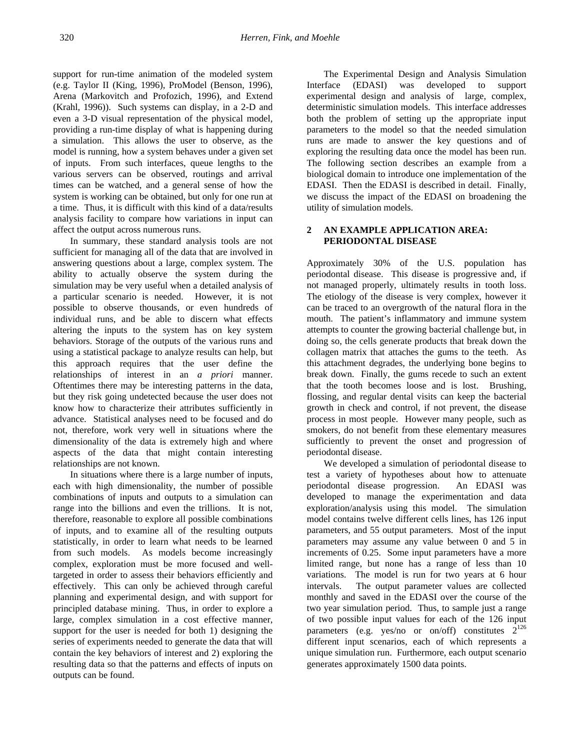support for run-time animation of the modeled system (e.g. Taylor II (King, 1996), ProModel (Benson, 1996), Arena (Markovitch and Profozich, 1996), and Extend (Krahl, 1996)). Such systems can display, in a 2-D and even a 3-D visual representation of the physical model, providing a run-time display of what is happening during a simulation. This allows the user to observe, as the model is running, how a system behaves under a given set of inputs. From such interfaces, queue lengths to the various servers can be observed, routings and arrival times can be watched, and a general sense of how the system is working can be obtained, but only for one run at a time. Thus, it is difficult with this kind of a data/results analysis facility to compare how variations in input can affect the output across numerous runs.

In summary, these standard analysis tools are not sufficient for managing all of the data that are involved in answering questions about a large, complex system. The ability to actually observe the system during the simulation may be very useful when a detailed analysis of a particular scenario is needed. However, it is not possible to observe thousands, or even hundreds of individual runs, and be able to discern what effects altering the inputs to the system has on key system behaviors. Storage of the outputs of the various runs and using a statistical package to analyze results can help, but this approach requires that the user define the relationships of interest in an *a priori* manner. Oftentimes there may be interesting patterns in the data, but they risk going undetected because the user does not know how to characterize their attributes sufficiently in advance. Statistical analyses need to be focused and do not, therefore, work very well in situations where the dimensionality of the data is extremely high and where aspects of the data that might contain interesting relationships are not known.

In situations where there is a large number of inputs, each with high dimensionality, the number of possible combinations of inputs and outputs to a simulation can range into the billions and even the trillions. It is not, therefore, reasonable to explore all possible combinations of inputs, and to examine all of the resulting outputs statistically, in order to learn what needs to be learned from such models. As models become increasingly complex, exploration must be more focused and well-targeted in order to assess their behaviors efficiently and effectively. This can only be achieved through careful planning and experimental design, and with support for principled database mining. Thus, in order to explore a large, complex simulation in a cost effective manner, support for the user is needed for both 1) designing the series of experiments needed to generate the data that will contain the key behaviors of interest and 2) exploring the resulting data so that the patterns and effects of inputs on outputs can be found.

The Experimental Design and Analysis Simulation Interface (EDASI) was developed to support experimental design and analysis of large, complex, deterministic simulation models. This interface addresses both the problem of setting up the appropriate input parameters to the model so that the needed simulation runs are made to answer the key questions and of exploring the resulting data once the model has been run. The following section describes an example from a biological domain to introduce one implementation of the EDASI. Then the EDASI is described in detail. Finally, we discuss the impact of the EDASI on broadening the utility of simulation models.

## 2 AN EXAMPLE APPLICATION AREA: PERIODONTAL DISEASE

Approximately 30% of the U.S. population has periodontal disease. This disease is progressive and, if not managed properly, ultimately results in tooth loss. The etiology of the disease is very complex, however it can be traced to an overgrowth of the natural flora in the mouth. The patient's inflammatory and immune system attempts to counter the growing bacterial challenge but, in doing so, the cells generate products that break down the collagen matrix that attaches the gums to the teeth. As this attachment degrades, the underlying bone begins to break down. Finally, the gums recede to such an extent that the tooth becomes loose and is lost. Brushing, flossing, and regular dental visits can keep the bacterial growth in check and control, if not prevent, the disease process in most people. However many people, such as smokers, do not benefit from these elementary measures sufficiently to prevent the onset and progression of periodontal disease.

We developed a simulation of periodontal disease to test a variety of hypotheses about how to attenuate periodontal disease progression. An EDASI was developed to manage the experimentation and data exploration/analysis using this model. The simulation model contains twelve different cells lines, has 126 input parameters, and 55 output parameters. Most of the input parameters may assume any value between 0 and 5 in increments of 0.25. Some input parameters have a more limited range, but none has a range of less than 10 variations. The model is run for two years at 6 hour intervals. The output parameter values are collected monthly and saved in the EDASI over the course of the two year simulation period. Thus, to sample just a range of two possible input values for each of the 126 input parameters (e.g. yes/no or on/off) constitutes $2^{126}$ different input scenarios, each of which represents a unique simulation run. Furthermore, each output scenario generates approximately 1500 data points.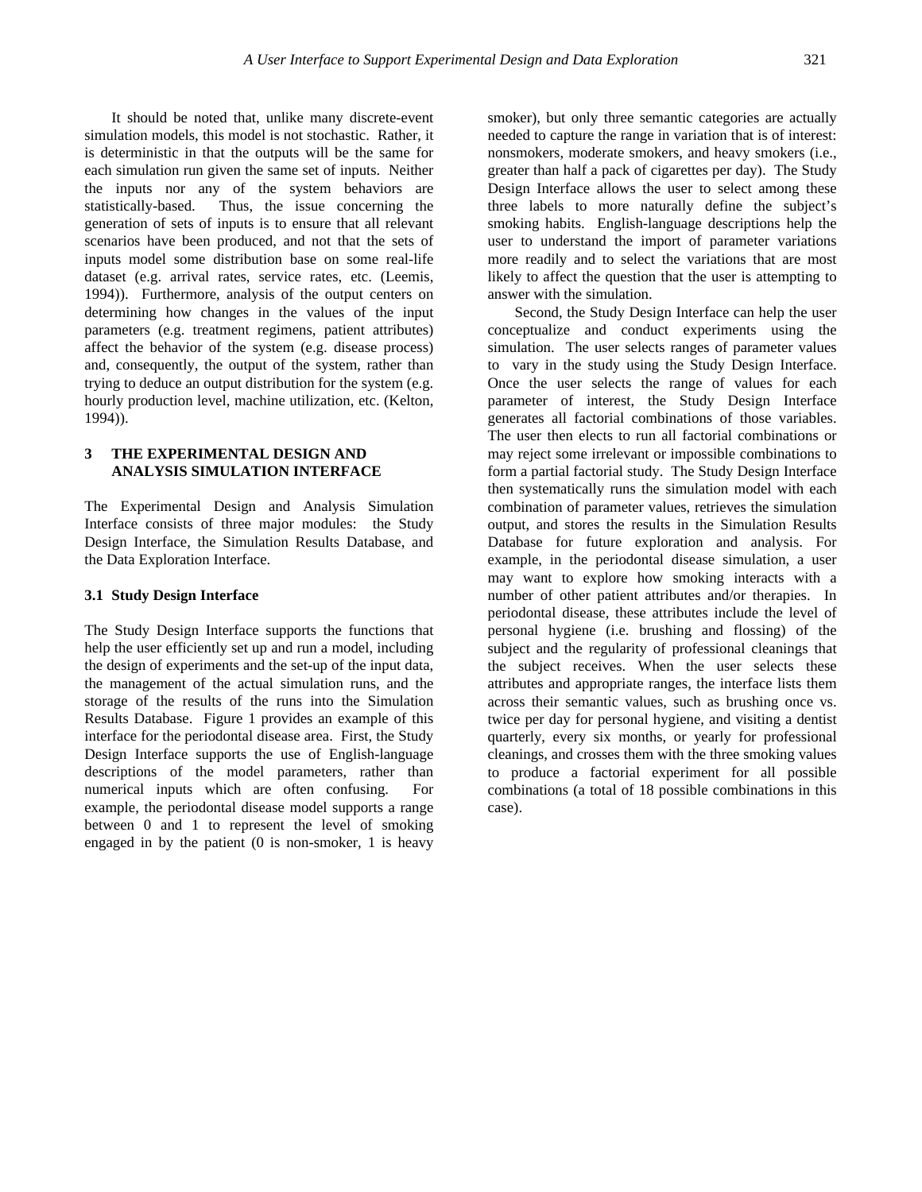It should be noted that, unlike many discrete-event simulation models, this model is not stochastic. Rather, it is deterministic in that the outputs will be the same for each simulation run given the same set of inputs. Neither the inputs nor any of the system behaviors are statistically-based. Thus, the issue concerning the generation of sets of inputs is to ensure that all relevant scenarios have been produced, and not that the sets of inputs model some distribution base on some real-life dataset (e.g. arrival rates, service rates, etc. (Leemis, 1994)). Furthermore, analysis of the output centers on determining how changes in the values of the input parameters (e.g. treatment regimens, patient attributes) affect the behavior of the system (e.g. disease process) and, consequently, the output of the system, rather than trying to deduce an output distribution for the system (e.g. hourly production level, machine utilization, etc. (Kelton, 1994)).

## 3 THE EXPERIMENTAL DESIGN AND ANALYSIS SIMULATION INTERFACE

The Experimental Design and Analysis Simulation Interface consists of three major modules: the Study Design Interface, the Simulation Results Database, and the Data Exploration Interface.

### 3.1 Study Design Interface

The Study Design Interface supports the functions that help the user efficiently set up and run a model, including the design of experiments and the set-up of the input data, the management of the actual simulation runs, and the storage of the results of the runs into the Simulation Results Database. Figure 1 provides an example of this interface for the periodontal disease area. First, the Study Design Interface supports the use of English-language descriptions of the model parameters, rather than numerical inputs which are often confusing. For example, the periodontal disease model supports a range between 0 and 1 to represent the level of smoking engaged in by the patient (0 is non-smoker, 1 is heavy smoker), but only three semantic categories are actually needed to capture the range in variation that is of interest: nonsmokers, moderate smokers, and heavy smokers (i.e., greater than half a pack of cigarettes per day). The Study Design Interface allows the user to select among these three labels to more naturally define the subject's smoking habits. English-language descriptions help the user to understand the import of parameter variations more readily and to select the variations that are most likely to affect the question that the user is attempting to answer with the simulation.

Second, the Study Design Interface can help the user conceptualize and conduct experiments using the simulation. The user selects ranges of parameter values to vary in the study using the Study Design Interface. Once the user selects the range of values for each parameter of interest, the Study Design Interface generates all factorial combinations of those variables. The user then elects to run all factorial combinations or may reject some irrelevant or impossible combinations to form a partial factorial study. The Study Design Interface then systematically runs the simulation model with each combination of parameter values, retrieves the simulation output, and stores the results in the Simulation Results Database for future exploration and analysis. For example, in the periodontal disease simulation, a user may want to explore how smoking interacts with a number of other patient attributes and/or therapies. In periodontal disease, these attributes include the level of personal hygiene (i.e. brushing and flossing) of the subject and the regularity of professional cleanings that the subject receives. When the user selects these attributes and appropriate ranges, the interface lists them across their semantic values, such as brushing once vs. twice per day for personal hygiene, and visiting a dentist quarterly, every six months, or yearly for professional cleanings, and crosses them with the three smoking values to produce a factorial experiment for all possible combinations (a total of 18 possible combinations in this case).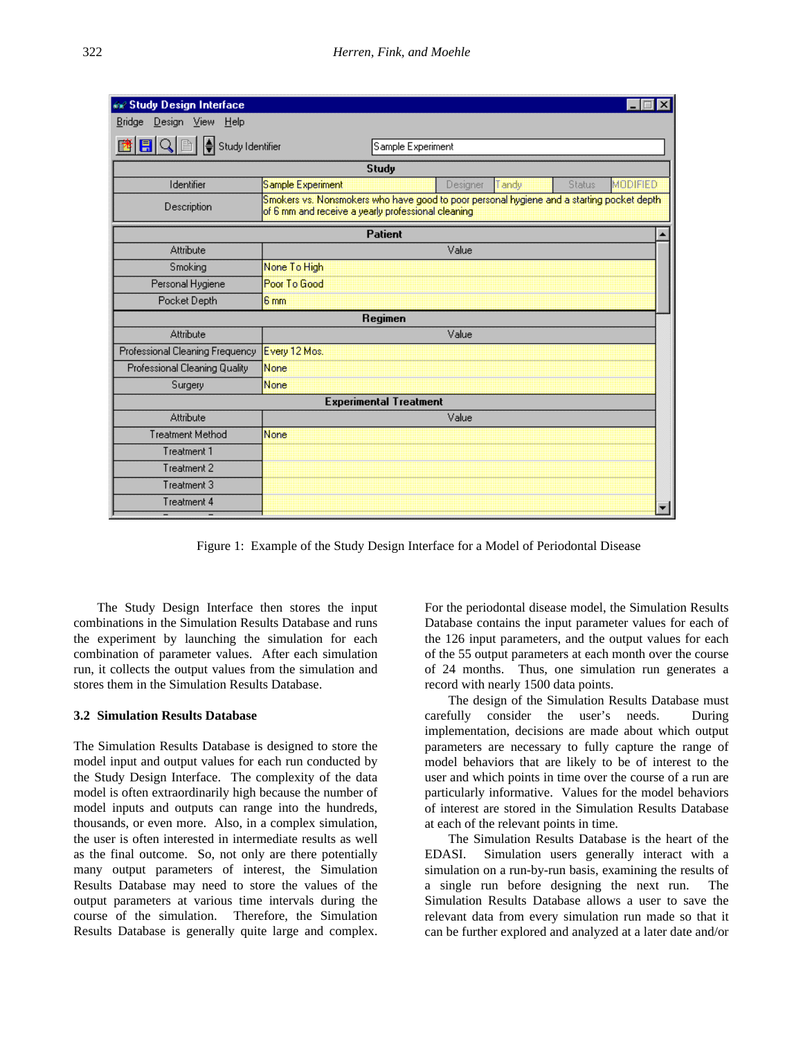| Study | | | | | |
|---|---|---|---|---|---|
| Identifier | Sample Experiment | Designer | Tandy | Status | MODIFIED |
| Description | Smokers vs. Nonsmokers who have good to poor personal hygiene and a starting pocket depth of 6 mm and receive a yearly professional cleaning | | | | |

| Patient | |
|---|---|
| Attribute | Value |
| Smoking | None To High |
| Personal Hygiene | Poor To Good |
| Pocket Depth | 6 mm |
| **Regimen** | |
| Attribute | Value |
| Professional Cleaning Frequency | Every 12 Mos. |
| Professional Cleaning Quality | None |
| Surgery | None |
| **Experimental Treatment** | |
| Attribute | Value |
| Treatment Method | None |
| Treatment 1 | |
| Treatment 2 | |
| Treatment 3 | |
| Treatment 4 | |

Figure 1: Example of the Study Design Interface for a Model of Periodontal Disease

The Study Design Interface then stores the input combinations in the Simulation Results Database and runs the experiment by launching the simulation for each combination of parameter values. After each simulation run, it collects the output values from the simulation and stores them in the Simulation Results Database.

### 3.2 Simulation Results Database

The Simulation Results Database is designed to store the model input and output values for each run conducted by the Study Design Interface. The complexity of the data model is often extraordinarily high because the number of model inputs and outputs can range into the hundreds, thousands, or even more. Also, in a complex simulation, the user is often interested in intermediate results as well as the final outcome. So, not only are there potentially many output parameters of interest, the Simulation Results Database may need to store the values of the output parameters at various time intervals during the course of the simulation. Therefore, the Simulation Results Database is generally quite large and complex.

For the periodontal disease model, the Simulation Results Database contains the input parameter values for each of the 126 input parameters, and the output values for each of the 55 output parameters at each month over the course of 24 months. Thus, one simulation run generates a record with nearly 1500 data points.

The design of the Simulation Results Database must carefully consider the user's needs. During implementation, decisions are made about which output parameters are necessary to fully capture the range of model behaviors that are likely to be of interest to the user and which points in time over the course of a run are particularly informative. Values for the model behaviors of interest are stored in the Simulation Results Database at each of the relevant points in time.

The Simulation Results Database is the heart of the EDASI. Simulation users generally interact with a simulation on a run-by-run basis, examining the results of a single run before designing the next run. The Simulation Results Database allows a user to save the relevant data from every simulation run made so that it can be further explored and analyzed at a later date and/or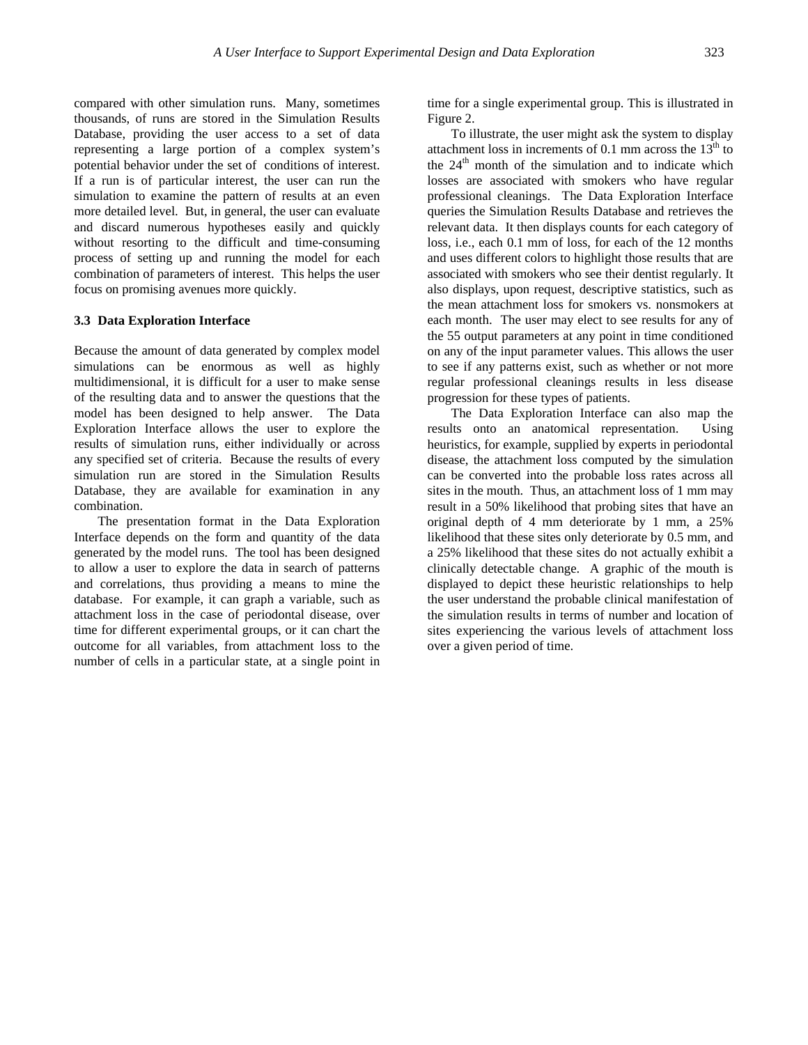compared with other simulation runs. Many, sometimes thousands, of runs are stored in the Simulation Results Database, providing the user access to a set of data representing a large portion of a complex system's potential behavior under the set of conditions of interest. If a run is of particular interest, the user can run the simulation to examine the pattern of results at an even more detailed level. But, in general, the user can evaluate and discard numerous hypotheses easily and quickly without resorting to the difficult and time-consuming process of setting up and running the model for each combination of parameters of interest. This helps the user focus on promising avenues more quickly.

### 3.3 Data Exploration Interface

Because the amount of data generated by complex model simulations can be enormous as well as highly multidimensional, it is difficult for a user to make sense of the resulting data and to answer the questions that the model has been designed to help answer. The Data Exploration Interface allows the user to explore the results of simulation runs, either individually or across any specified set of criteria. Because the results of every simulation run are stored in the Simulation Results Database, they are available for examination in any combination.

The presentation format in the Data Exploration Interface depends on the form and quantity of the data generated by the model runs. The tool has been designed to allow a user to explore the data in search of patterns and correlations, thus providing a means to mine the database. For example, it can graph a variable, such as attachment loss in the case of periodontal disease, over time for different experimental groups, or it can chart the outcome for all variables, from attachment loss to the number of cells in a particular state, at a single point in time for a single experimental group. This is illustrated in Figure 2.

To illustrate, the user might ask the system to display attachment loss in increments of 0.1 mm across the 13th to the 24th month of the simulation and to indicate which losses are associated with smokers who have regular professional cleanings. The Data Exploration Interface queries the Simulation Results Database and retrieves the relevant data. It then displays counts for each category of loss, i.e., each 0.1 mm of loss, for each of the 12 months and uses different colors to highlight those results that are associated with smokers who see their dentist regularly. It also displays, upon request, descriptive statistics, such as the mean attachment loss for smokers vs. nonsmokers at each month. The user may elect to see results for any of the 55 output parameters at any point in time conditioned on any of the input parameter values. This allows the user to see if any patterns exist, such as whether or not more regular professional cleanings results in less disease progression for these types of patients.

The Data Exploration Interface can also map the results onto an anatomical representation. Using heuristics, for example, supplied by experts in periodontal disease, the attachment loss computed by the simulation can be converted into the probable loss rates across all sites in the mouth. Thus, an attachment loss of 1 mm may result in a 50% likelihood that probing sites that have an original depth of 4 mm deteriorate by 1 mm, a 25% likelihood that these sites only deteriorate by 0.5 mm, and a 25% likelihood that these sites do not actually exhibit a clinically detectable change. A graphic of the mouth is displayed to depict these heuristic relationships to help the user understand the probable clinical manifestation of the simulation results in terms of number and location of sites experiencing the various levels of attachment loss over a given period of time.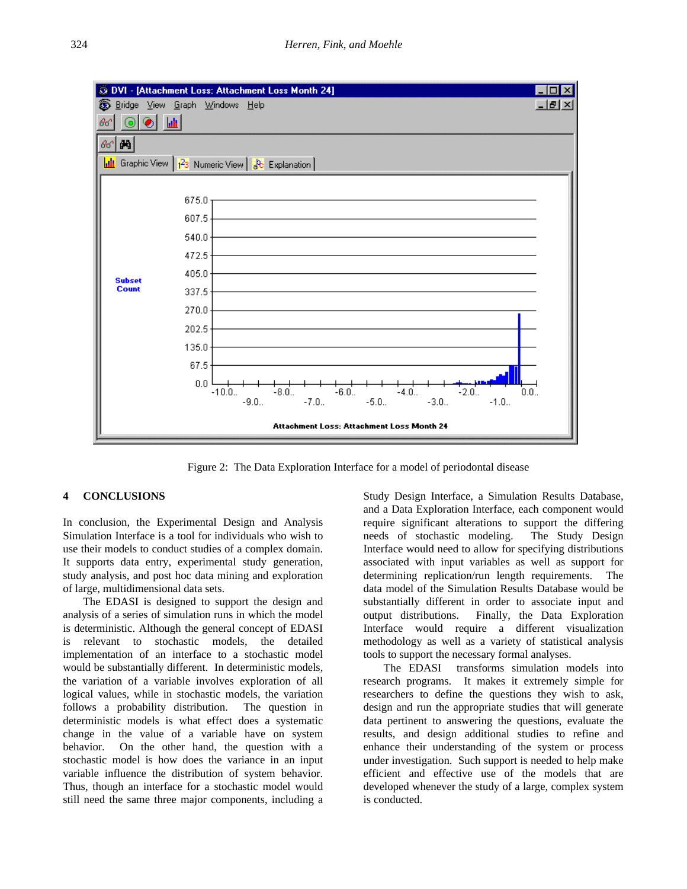DVI - [Attachment Loss: Attachment Loss Month 24]

Bridge View Graph Windows Help

Graphic View | Numeric View | Explanation

Subset Count

675.0
607.5
540.0
472.5
405.0
337.5
270.0
202.5
135.0
67.5
0.0

-10.0.. -9.0.. -8.0.. -7.0.. -6.0.. -5.0.. -4.0.. -3.0.. -2.0.. -1.0.. 0.0..

Attachment Loss: Attachment Loss Month 24

Figure 2: The Data Exploration Interface for a model of periodontal disease

## 4 CONCLUSIONS

In conclusion, the Experimental Design and Analysis Simulation Interface is a tool for individuals who wish to use their models to conduct studies of a complex domain. It supports data entry, experimental study generation, study analysis, and post hoc data mining and exploration of large, multidimensional data sets.

The EDASI is designed to support the design and analysis of a series of simulation runs in which the model is deterministic. Although the general concept of EDASI is relevant to stochastic models, the detailed implementation of an interface to a stochastic model would be substantially different. In deterministic models, the variation of a variable involves exploration of all logical values, while in stochastic models, the variation follows a probability distribution. The question in deterministic models is what effect does a systematic change in the value of a variable have on system behavior. On the other hand, the question with a stochastic model is how does the variance in an input variable influence the distribution of system behavior. Thus, though an interface for a stochastic model would still need the same three major components, including a Study Design Interface, a Simulation Results Database, and a Data Exploration Interface, each component would require significant alterations to support the differing needs of stochastic modeling. The Study Design Interface would need to allow for specifying distributions associated with input variables as well as support for determining replication/run length requirements. The data model of the Simulation Results Database would be substantially different in order to associate input and output distributions. Finally, the Data Exploration Interface would require a different visualization methodology as well as a variety of statistical analysis tools to support the necessary formal analyses.

The EDASI transforms simulation models into research programs. It makes it extremely simple for researchers to define the questions they wish to ask, design and run the appropriate studies that will generate data pertinent to answering the questions, evaluate the results, and design additional studies to refine and enhance their understanding of the system or process under investigation. Such support is needed to help make efficient and effective use of the models that are developed whenever the study of a large, complex system is conducted.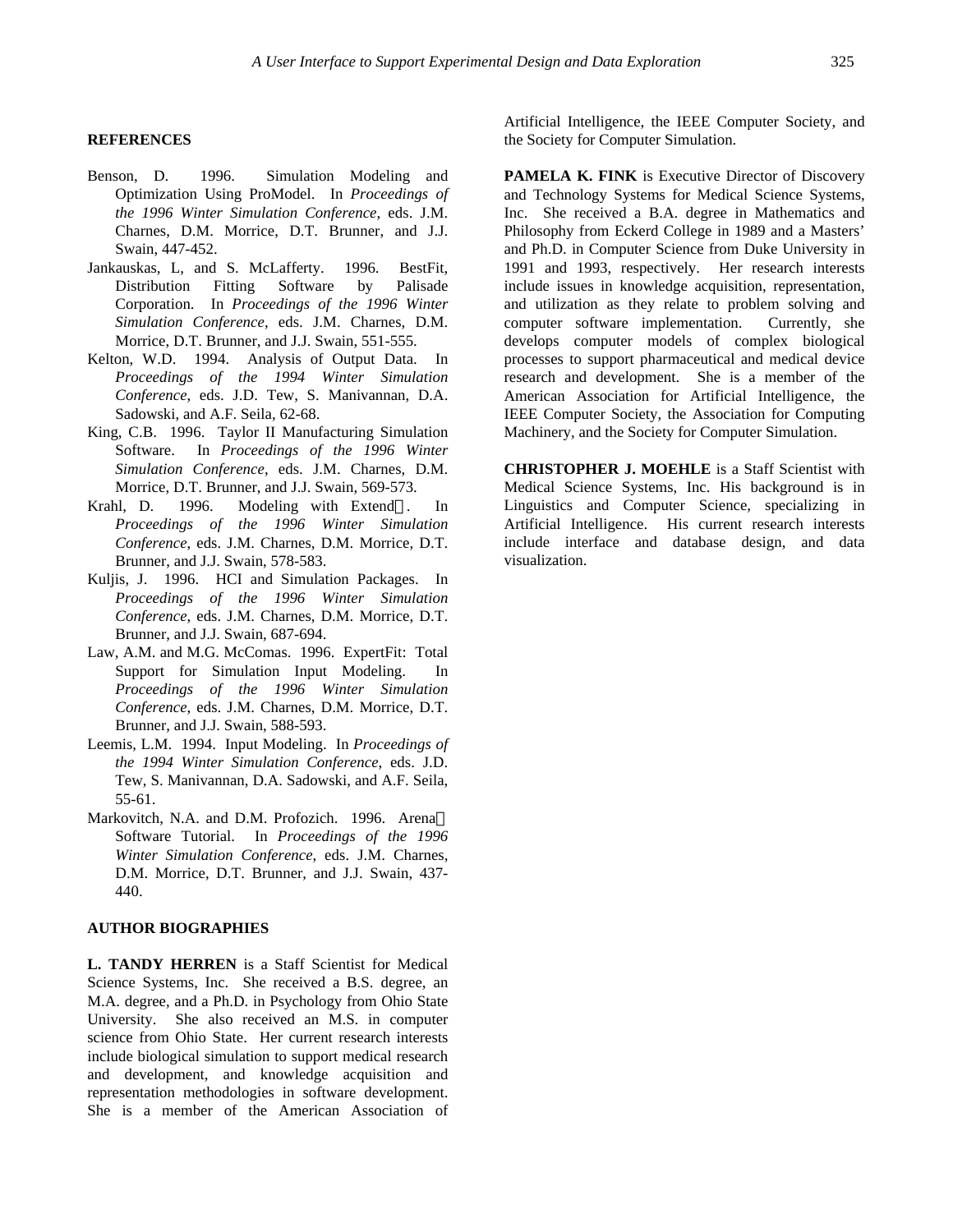## REFERENCES

Benson, D. 1996. Simulation Modeling and Optimization Using ProModel. In *Proceedings of the 1996 Winter Simulation Conference*, eds. J.M. Charnes, D.M. Morrice, D.T. Brunner, and J.J. Swain, 447-452.

Jankauskas, L, and S. McLafferty. 1996. BestFit, Distribution Fitting Software by Palisade Corporation. In *Proceedings of the 1996 Winter Simulation Conference*, eds. J.M. Charnes, D.M. Morrice, D.T. Brunner, and J.J. Swain, 551-555.

Kelton, W.D. 1994. Analysis of Output Data. In *Proceedings of the 1994 Winter Simulation Conference*, eds. J.D. Tew, S. Manivannan, D.A. Sadowski, and A.F. Seila, 62-68.

King, C.B. 1996. Taylor II Manufacturing Simulation Software. In *Proceedings of the 1996 Winter Simulation Conference*, eds. J.M. Charnes, D.M. Morrice, D.T. Brunner, and J.J. Swain, 569-573.

Krahl, D. 1996. Modeling with Extend. In *Proceedings of the 1996 Winter Simulation Conference*, eds. J.M. Charnes, D.M. Morrice, D.T. Brunner, and J.J. Swain, 578-583.

Kuljis, J. 1996. HCI and Simulation Packages. In *Proceedings of the 1996 Winter Simulation Conference*, eds. J.M. Charnes, D.M. Morrice, D.T. Brunner, and J.J. Swain, 687-694.

Law, A.M. and M.G. McComas. 1996. ExpertFit: Total Support for Simulation Input Modeling. In *Proceedings of the 1996 Winter Simulation Conference*, eds. J.M. Charnes, D.M. Morrice, D.T. Brunner, and J.J. Swain, 588-593.

Leemis, L.M. 1994. Input Modeling. In *Proceedings of the 1994 Winter Simulation Conference*, eds. J.D. Tew, S. Manivannan, D.A. Sadowski, and A.F. Seila, 55-61.

Markovitch, N.A. and D.M. Profozich. 1996. Arena Software Tutorial. In *Proceedings of the 1996 Winter Simulation Conference*, eds. J.M. Charnes, D.M. Morrice, D.T. Brunner, and J.J. Swain, 437-440.

## AUTHOR BIOGRAPHIES

**L. TANDY HERREN** is a Staff Scientist for Medical Science Systems, Inc. She received a B.S. degree, an M.A. degree, and a Ph.D. in Psychology from Ohio State University. She also received an M.S. in computer science from Ohio State. Her current research interests include biological simulation to support medical research and development, and knowledge acquisition and representation methodologies in software development. She is a member of the American Association of Artificial Intelligence, the IEEE Computer Society, and the Society for Computer Simulation.

**PAMELA K. FINK** is Executive Director of Discovery and Technology Systems for Medical Science Systems, Inc. She received a B.A. degree in Mathematics and Philosophy from Eckerd College in 1989 and a Masters' and Ph.D. in Computer Science from Duke University in 1991 and 1993, respectively. Her research interests include issues in knowledge acquisition, representation, and utilization as they relate to problem solving and computer software implementation. Currently, she develops computer models of complex biological processes to support pharmaceutical and medical device research and development. She is a member of the American Association for Artificial Intelligence, the IEEE Computer Society, the Association for Computing Machinery, and the Society for Computer Simulation.

**CHRISTOPHER J. MOEHLE** is a Staff Scientist with Medical Science Systems, Inc. His background is in Linguistics and Computer Science, specializing in Artificial Intelligence. His current research interests include interface and database design, and data visualization.